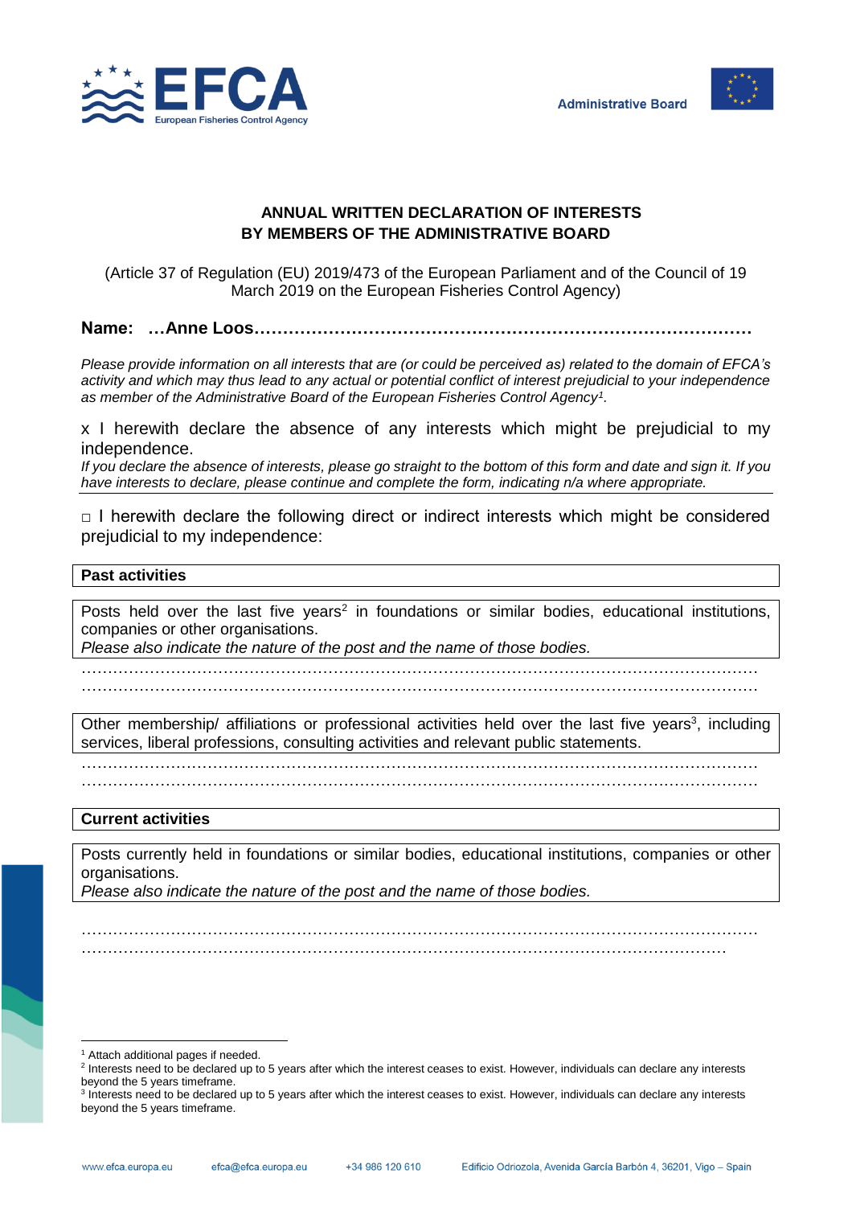EFCA European Fisheries Control Agency

Administrative Board

**ANNUAL WRITTEN DECLARATION OF INTERESTS**
**BY MEMBERS OF THE ADMINISTRATIVE BOARD**

(Article 37 of Regulation (EU) 2019/473 of the European Parliament and of the Council of 19 March 2019 on the European Fisheries Control Agency)

**Name: …Anne Loos……………………………………………………………………………**

*Please provide information on all interests that are (or could be perceived as) related to the domain of EFCA's activity and which may thus lead to any actual or potential conflict of interest prejudicial to your independence as member of the Administrative Board of the European Fisheries Control Agency[1].*

x I herewith declare the absence of any interests which might be prejudicial to my independence.

*If you declare the absence of interests, please go straight to the bottom of this form and date and sign it. If you have interests to declare, please continue and complete the form, indicating n/a where appropriate.*

□ I herewith declare the following direct or indirect interests which might be considered prejudicial to my independence:

**Past activities**

Posts held over the last five years[2] in foundations or similar bodies, educational institutions, companies or other organisations.
*Please also indicate the nature of the post and the name of those bodies.*

……………………………………………………………………………………………………………
……………………………………………………………………………………………………………

Other membership/ affiliations or professional activities held over the last five years[3], including services, liberal professions, consulting activities and relevant public statements.

……………………………………………………………………………………………………………
……………………………………………………………………………………………………………

**Current activities**

Posts currently held in foundations or similar bodies, educational institutions, companies or other organisations.
*Please also indicate the nature of the post and the name of those bodies.*

……………………………………………………………………………………………………………
……………………………………………………………………………………………………………

[1] Attach additional pages if needed.
[2] Interests need to be declared up to 5 years after which the interest ceases to exist. However, individuals can declare any interests beyond the 5 years timeframe.
[3] Interests need to be declared up to 5 years after which the interest ceases to exist. However, individuals can declare any interests beyond the 5 years timeframe.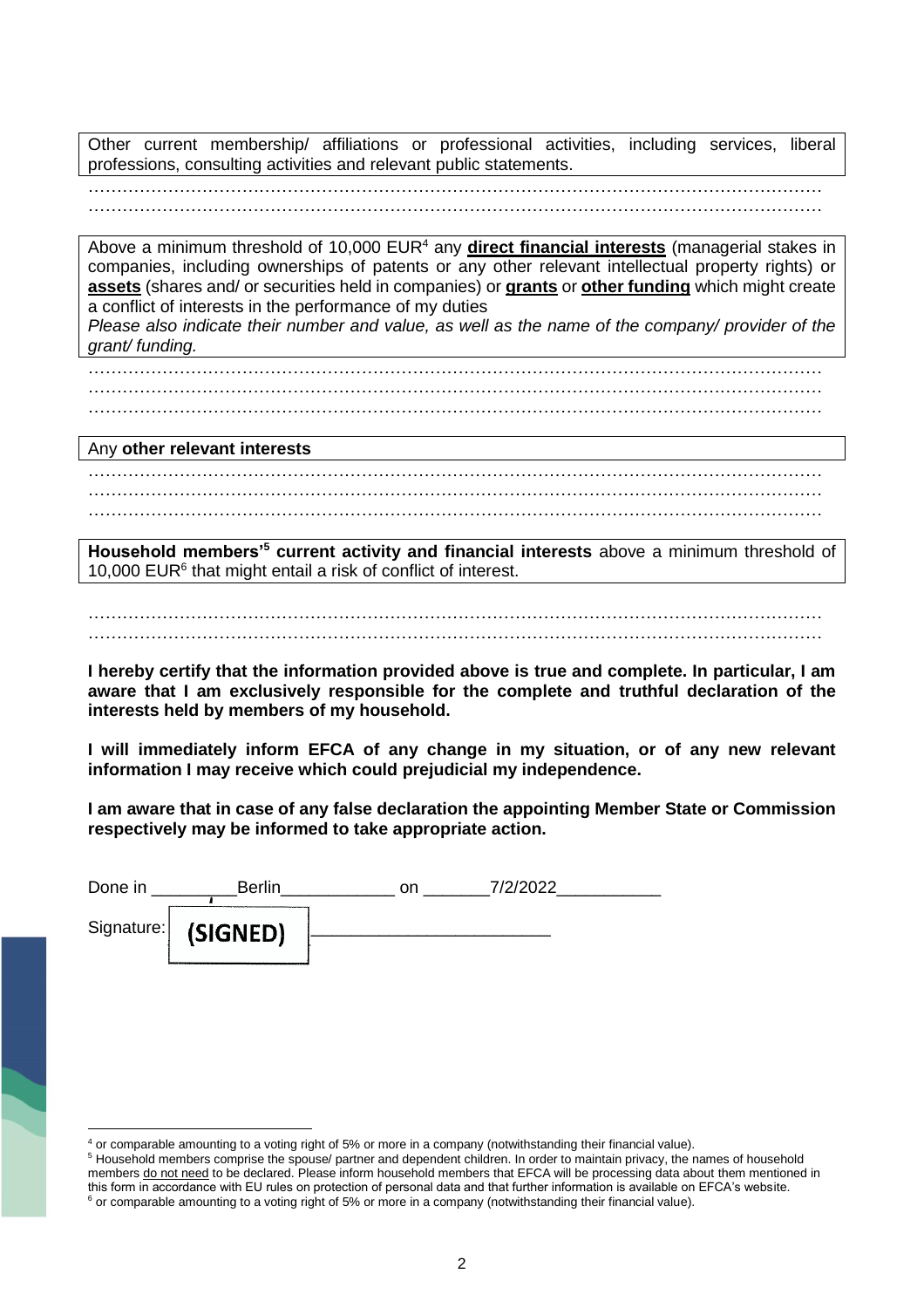Other current membership/ affiliations or professional activities, including services, liberal professions, consulting activities and relevant public statements.

…………………………………………………………………………………………………………………
…………………………………………………………………………………………………………………

Above a minimum threshold of 10,000 EUR[4] any **direct financial interests** (managerial stakes in companies, including ownerships of patents or any other relevant intellectual property rights) or **assets** (shares and/ or securities held in companies) or **grants** or **other funding** which might create a conflict of interests in the performance of my duties
*Please also indicate their number and value, as well as the name of the company/ provider of the grant/ funding.*

…………………………………………………………………………………………………………………
…………………………………………………………………………………………………………………
…………………………………………………………………………………………………………………

Any **other relevant interests**

…………………………………………………………………………………………………………………
…………………………………………………………………………………………………………………
…………………………………………………………………………………………………………………

**Household members'[5] current activity and financial interests** above a minimum threshold of 10,000 EUR[6] that might entail a risk of conflict of interest.

…………………………………………………………………………………………………………………
…………………………………………………………………………………………………………………

**I hereby certify that the information provided above is true and complete. In particular, I am aware that I am exclusively responsible for the complete and truthful declaration of the interests held by members of my household.**

**I will immediately inform EFCA of any change in my situation, or of any new relevant information I may receive which could prejudicial my independence.**

**I am aware that in case of any false declaration the appointing Member State or Commission respectively may be informed to take appropriate action.**

Done in _________Berlin____________ on _______7/2/2022___________

Signature: (SIGNED) ________________________

---

[4] or comparable amounting to a voting right of 5% or more in a company (notwithstanding their financial value).

[5] Household members comprise the spouse/ partner and dependent children. In order to maintain privacy, the names of household members do not need to be declared. Please inform household members that EFCA will be processing data about them mentioned in this form in accordance with EU rules on protection of personal data and that further information is available on EFCA's website.

[6] or comparable amounting to a voting right of 5% or more in a company (notwithstanding their financial value).